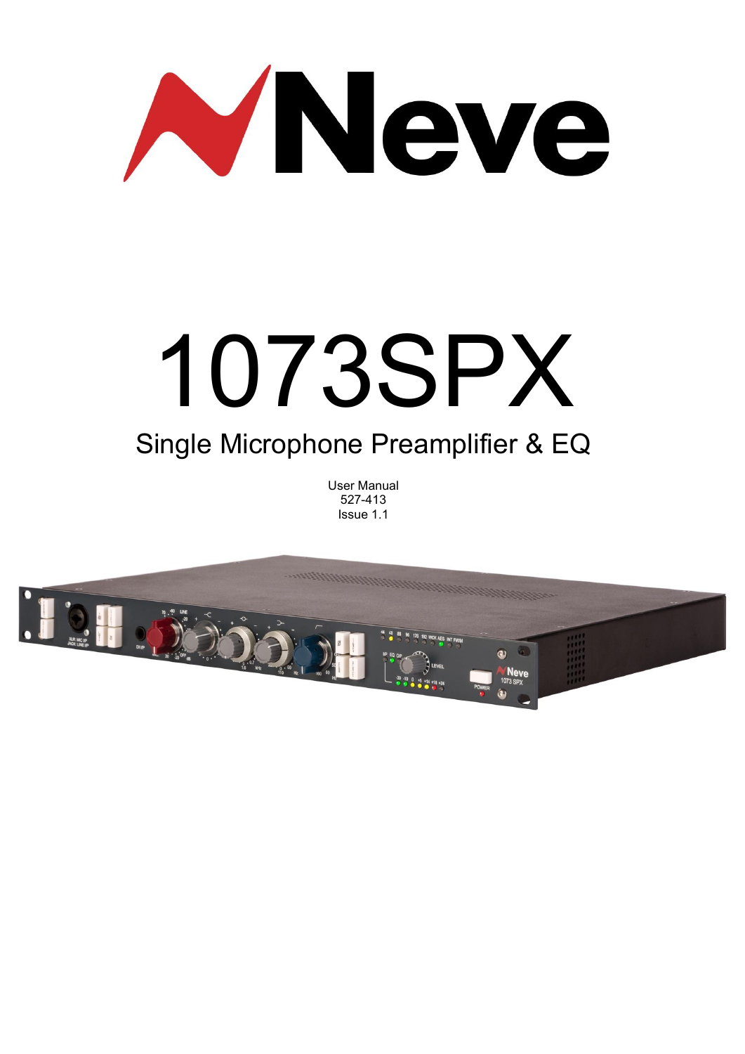Neve

# 1073SPX

## Single Microphone Preamplifier & EQ

User Manual
527-413
Issue 1.1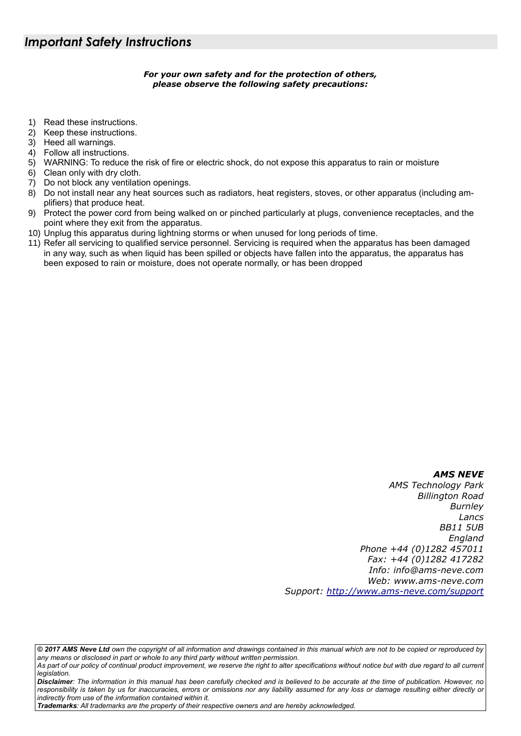## *Important Safety Instructions*

***For your own safety and for the protection of others, please observe the following safety precautions:***

1) Read these instructions.
2) Keep these instructions.
3) Heed all warnings.
4) Follow all instructions.
5) WARNING: To reduce the risk of fire or electric shock, do not expose this apparatus to rain or moisture
6) Clean only with dry cloth.
7) Do not block any ventilation openings.
8) Do not install near any heat sources such as radiators, heat registers, stoves, or other apparatus (including amplifiers) that produce heat.
9) Protect the power cord from being walked on or pinched particularly at plugs, convenience receptacles, and the point where they exit from the apparatus.
10) Unplug this apparatus during lightning storms or when unused for long periods of time.
11) Refer all servicing to qualified service personnel. Servicing is required when the apparatus has been damaged in any way, such as when liquid has been spilled or objects have fallen into the apparatus, the apparatus has been exposed to rain or moisture, does not operate normally, or has been dropped

***AMS NEVE***
*AMS Technology Park*
*Billington Road*
*Burnley*
*Lancs*
*BB11 5UB*
*England*
*Phone +44 (0)1282 457011*
*Fax: +44 (0)1282 417282*
*Info: info@ams-neve.com*
*Web: www.ams-neve.com*
*Support: http://www.ams-neve.com/support*

***© 2017 AMS Neve Ltd*** *own the copyright of all information and drawings contained in this manual which are not to be copied or reproduced by any means or disclosed in part or whole to any third party without written permission.*
*As part of our policy of continual product improvement, we reserve the right to alter specifications without notice but with due regard to all current legislation.*
***Disclaimer****: The information in this manual has been carefully checked and is believed to be accurate at the time of publication. However, no responsibility is taken by us for inaccuracies, errors or omissions nor any liability assumed for any loss or damage resulting either directly or indirectly from use of the information contained within it.*
***Trademarks****: All trademarks are the property of their respective owners and are hereby acknowledged.*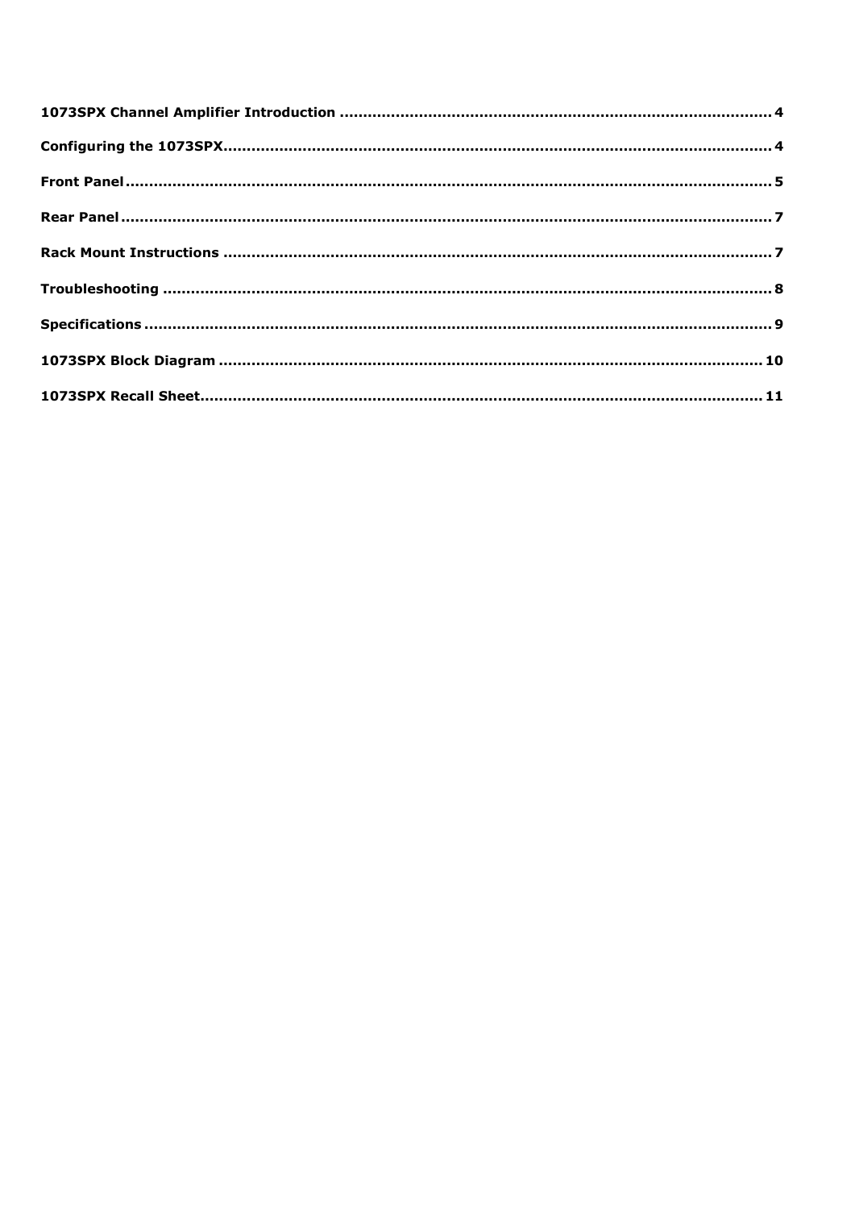**1073SPX Channel Amplifier Introduction** ........................................................................................... **4**

**Configuring the 1073SPX** ........................................................................................................................ **4**

**Front Panel** .............................................................................................................................................. **5**

**Rear Panel** ............................................................................................................................................... **7**

**Rack Mount Instructions** ........................................................................................................................ **7**

**Troubleshooting** ...................................................................................................................................... **8**

**Specifications** ......................................................................................................................................... **9**

**1073SPX Block Diagram** ........................................................................................................................ **10**

**1073SPX Recall Sheet** ............................................................................................................................ **11**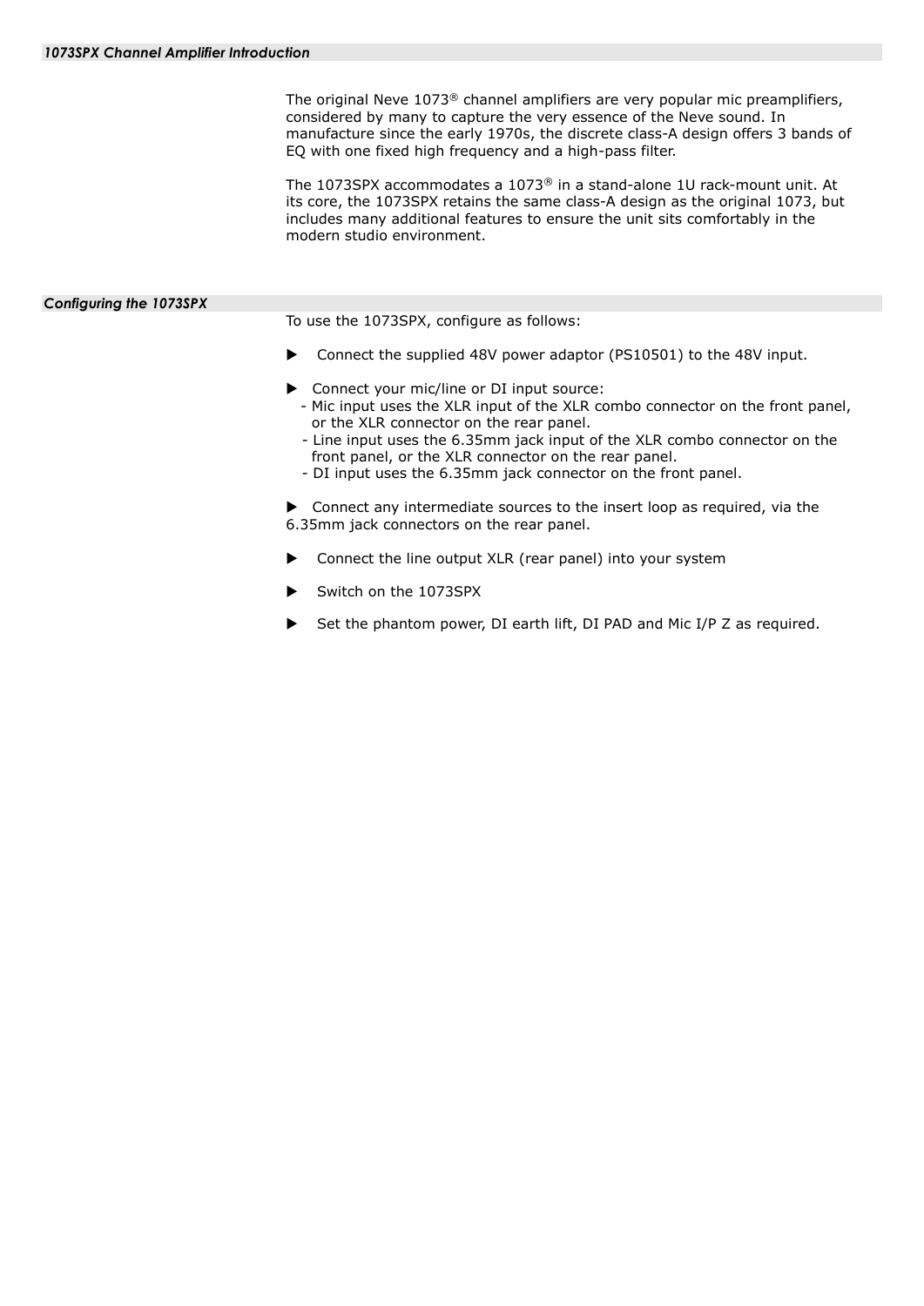## *1073SPX Channel Amplifier Introduction*

The original Neve 1073® channel amplifiers are very popular mic preamplifiers, considered by many to capture the very essence of the Neve sound. In manufacture since the early 1970s, the discrete class-A design offers 3 bands of EQ with one fixed high frequency and a high-pass filter.

The 1073SPX accommodates a 1073® in a stand-alone 1U rack-mount unit. At its core, the 1073SPX retains the same class-A design as the original 1073, but includes many additional features to ensure the unit sits comfortably in the modern studio environment.

## *Configuring the 1073SPX*

To use the 1073SPX, configure as follows:

- Connect the supplied 48V power adaptor (PS10501) to the 48V input.
- Connect your mic/line or DI input source:
  - Mic input uses the XLR input of the XLR combo connector on the front panel, or the XLR connector on the rear panel.
  - Line input uses the 6.35mm jack input of the XLR combo connector on the front panel, or the XLR connector on the rear panel.
  - DI input uses the 6.35mm jack connector on the front panel.
- Connect any intermediate sources to the insert loop as required, via the 6.35mm jack connectors on the rear panel.
- Connect the line output XLR (rear panel) into your system
- Switch on the 1073SPX
- Set the phantom power, DI earth lift, DI PAD and Mic I/P Z as required.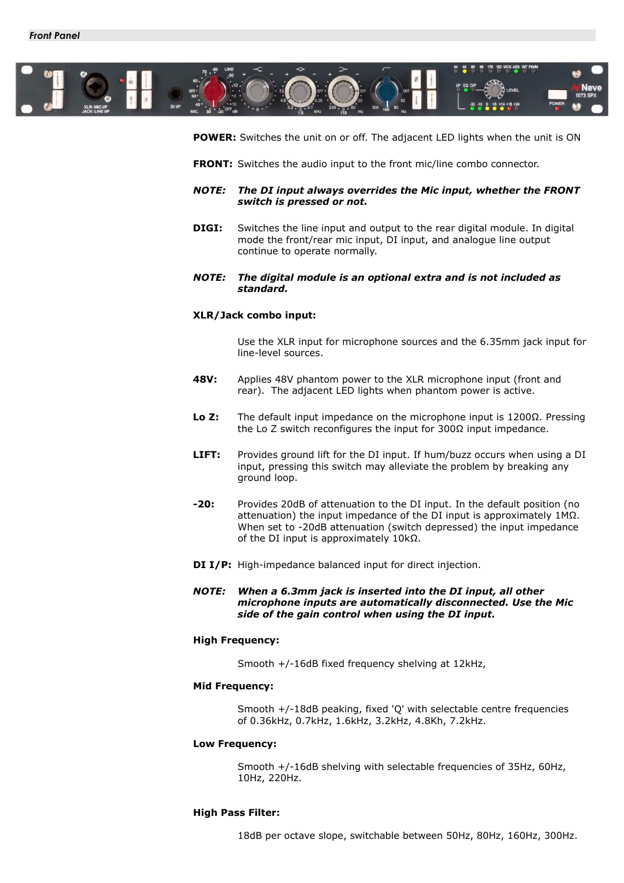## Front Panel

**POWER:** Switches the unit on or off. The adjacent LED lights when the unit is ON

**FRONT:** Switches the audio input to the front mic/line combo connector.

***NOTE: The DI input always overrides the Mic input, whether the FRONT switch is pressed or not.***

**DIGI:** Switches the line input and output to the rear digital module. In digital mode the front/rear mic input, DI input, and analogue line output continue to operate normally.

***NOTE: The digital module is an optional extra and is not included as standard.***

**XLR/Jack combo input:**

Use the XLR input for microphone sources and the 6.35mm jack input for line-level sources.

**48V:** Applies 48V phantom power to the XLR microphone input (front and rear). The adjacent LED lights when phantom power is active.

**Lo Z:** The default input impedance on the microphone input is 1200Ω. Pressing the Lo Z switch reconfigures the input for 300Ω input impedance.

**LIFT:** Provides ground lift for the DI input. If hum/buzz occurs when using a DI input, pressing this switch may alleviate the problem by breaking any ground loop.

**-20:** Provides 20dB of attenuation to the DI input. In the default position (no attenuation) the input impedance of the DI input is approximately 1MΩ. When set to -20dB attenuation (switch depressed) the input impedance of the DI input is approximately 10kΩ.

**DI I/P:** High-impedance balanced input for direct injection.

***NOTE: When a 6.3mm jack is inserted into the DI input, all other microphone inputs are automatically disconnected. Use the Mic side of the gain control when using the DI input.***

**High Frequency:**

Smooth +/-16dB fixed frequency shelving at 12kHz,

**Mid Frequency:**

Smooth +/-18dB peaking, fixed 'Q' with selectable centre frequencies of 0.36kHz, 0.7kHz, 1.6kHz, 3.2kHz, 4.8Kh, 7.2kHz.

**Low Frequency:**

Smooth +/-16dB shelving with selectable frequencies of 35Hz, 60Hz, 10Hz, 220Hz.

**High Pass Filter:**

18dB per octave slope, switchable between 50Hz, 80Hz, 160Hz, 300Hz.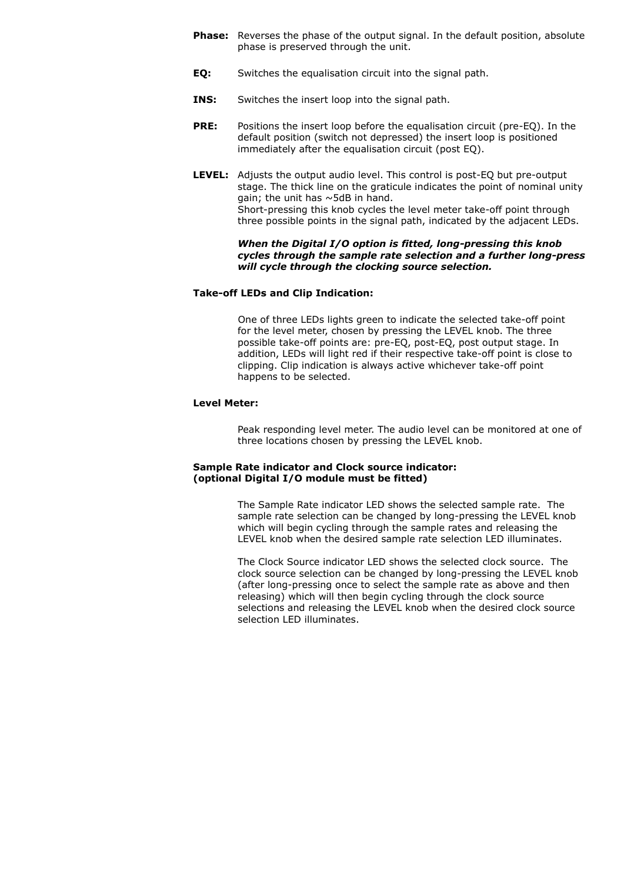**Phase:** Reverses the phase of the output signal. In the default position, absolute phase is preserved through the unit.

**EQ:** Switches the equalisation circuit into the signal path.

**INS:** Switches the insert loop into the signal path.

**PRE:** Positions the insert loop before the equalisation circuit (pre-EQ). In the default position (switch not depressed) the insert loop is positioned immediately after the equalisation circuit (post EQ).

**LEVEL:** Adjusts the output audio level. This control is post-EQ but pre-output stage. The thick line on the graticule indicates the point of nominal unity gain; the unit has ~5dB in hand.
Short-pressing this knob cycles the level meter take-off point through three possible points in the signal path, indicated by the adjacent LEDs.

***When the Digital I/O option is fitted, long-pressing this knob cycles through the sample rate selection and a further long-press will cycle through the clocking source selection.***

**Take-off LEDs and Clip Indication:**

One of three LEDs lights green to indicate the selected take-off point for the level meter, chosen by pressing the LEVEL knob. The three possible take-off points are: pre-EQ, post-EQ, post output stage. In addition, LEDs will light red if their respective take-off point is close to clipping. Clip indication is always active whichever take-off point happens to be selected.

**Level Meter:**

Peak responding level meter. The audio level can be monitored at one of three locations chosen by pressing the LEVEL knob.

**Sample Rate indicator and Clock source indicator:**
**(optional Digital I/O module must be fitted)**

The Sample Rate indicator LED shows the selected sample rate. The sample rate selection can be changed by long-pressing the LEVEL knob which will begin cycling through the sample rates and releasing the LEVEL knob when the desired sample rate selection LED illuminates.

The Clock Source indicator LED shows the selected clock source. The clock source selection can be changed by long-pressing the LEVEL knob (after long-pressing once to select the sample rate as above and then releasing) which will then begin cycling through the clock source selections and releasing the LEVEL knob when the desired clock source selection LED illuminates.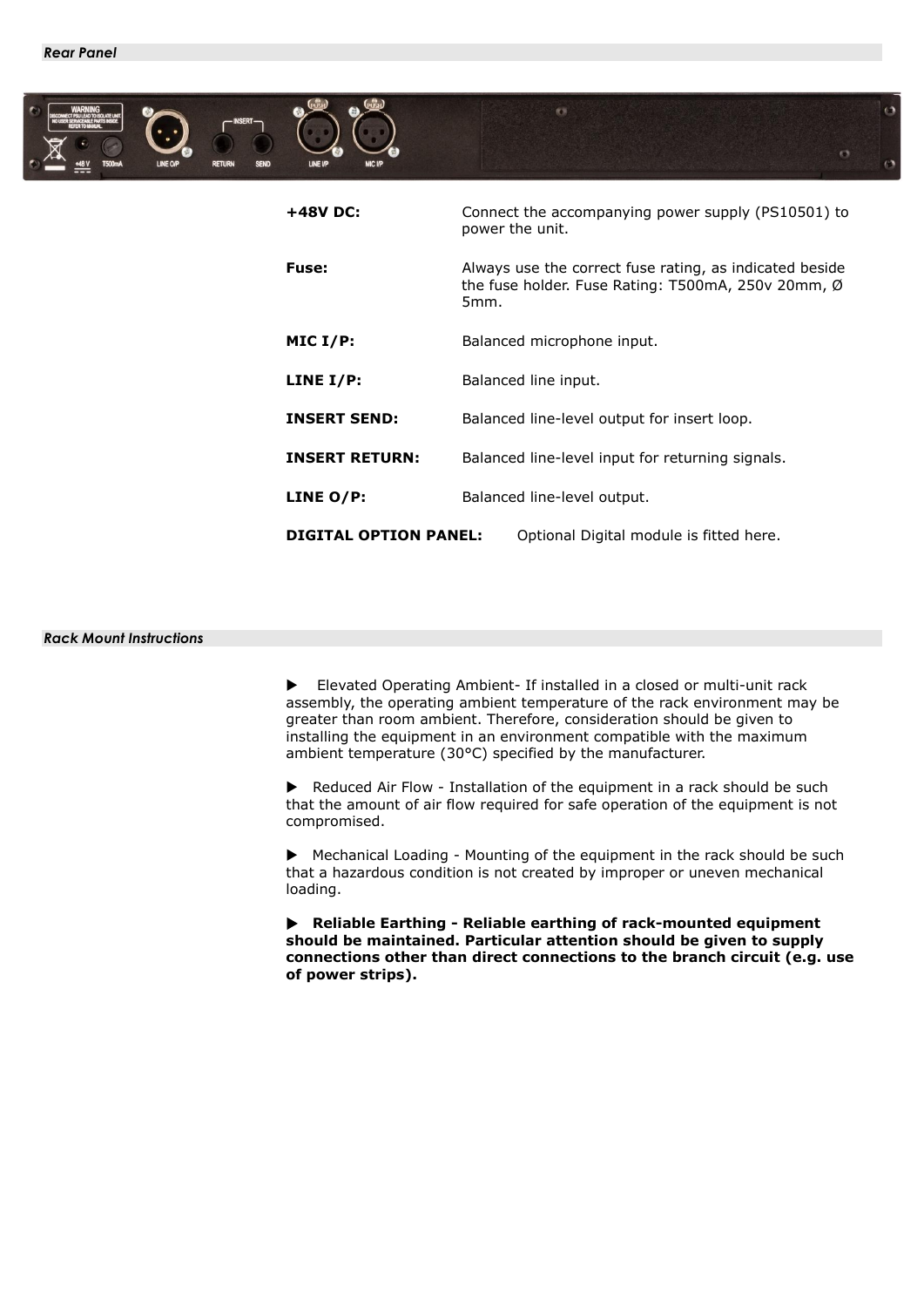### *Rear Panel*

| | |
|---|---|
| **+48V DC:** | Connect the accompanying power supply (PS10501) to power the unit. |
| **Fuse:** | Always use the correct fuse rating, as indicated beside the fuse holder. Fuse Rating: T500mA, 250v 20mm, Ø 5mm. |
| **MIC I/P:** | Balanced microphone input. |
| **LINE I/P:** | Balanced line input. |
| **INSERT SEND:** | Balanced line-level output for insert loop. |
| **INSERT RETURN:** | Balanced line-level input for returning signals. |
| **LINE O/P:** | Balanced line-level output. |
| **DIGITAL OPTION PANEL:** | Optional Digital module is fitted here. |

### *Rack Mount Instructions*

▶ Elevated Operating Ambient- If installed in a closed or multi-unit rack assembly, the operating ambient temperature of the rack environment may be greater than room ambient. Therefore, consideration should be given to installing the equipment in an environment compatible with the maximum ambient temperature (30°C) specified by the manufacturer.

▶ Reduced Air Flow - Installation of the equipment in a rack should be such that the amount of air flow required for safe operation of the equipment is not compromised.

▶ Mechanical Loading - Mounting of the equipment in the rack should be such that a hazardous condition is not created by improper or uneven mechanical loading.

**▶ Reliable Earthing - Reliable earthing of rack-mounted equipment should be maintained. Particular attention should be given to supply connections other than direct connections to the branch circuit (e.g. use of power strips).**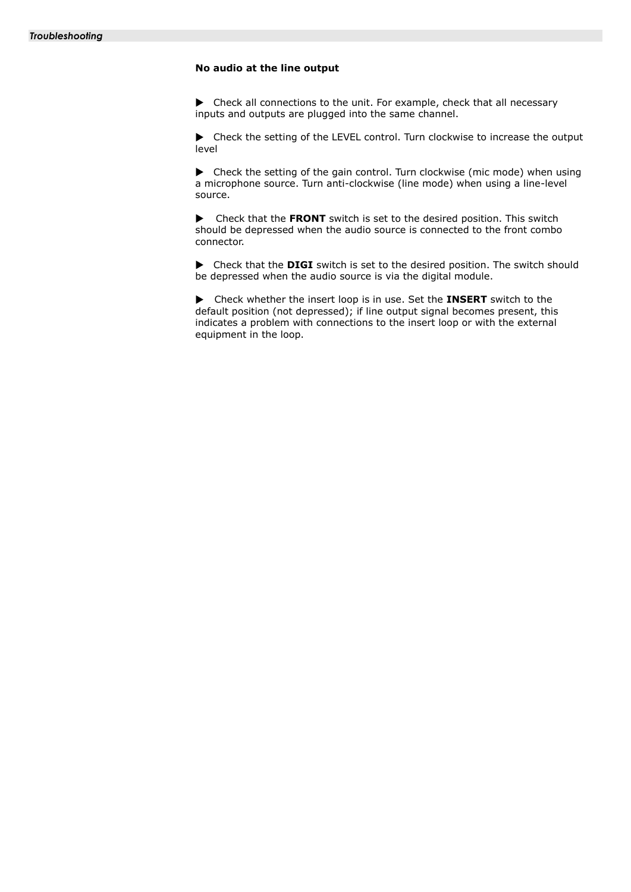**No audio at the line output**

▶ Check all connections to the unit. For example, check that all necessary inputs and outputs are plugged into the same channel.

▶ Check the setting of the LEVEL control. Turn clockwise to increase the output level

▶ Check the setting of the gain control. Turn clockwise (mic mode) when using a microphone source. Turn anti-clockwise (line mode) when using a line-level source.

▶ Check that the **FRONT** switch is set to the desired position. This switch should be depressed when the audio source is connected to the front combo connector.

▶ Check that the **DIGI** switch is set to the desired position. The switch should be depressed when the audio source is via the digital module.

▶ Check whether the insert loop is in use. Set the **INSERT** switch to the default position (not depressed); if line output signal becomes present, this indicates a problem with connections to the insert loop or with the external equipment in the loop.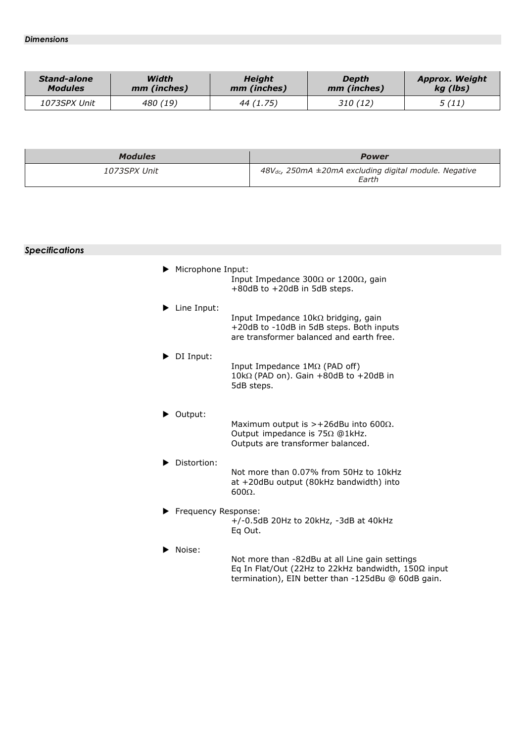### *Dimensions*

| *Stand-alone Modules* | *Width mm (inches)* | *Height mm (inches)* | *Depth mm (inches)* | *Approx. Weight kg (lbs)* |
|---|---|---|---|---|
| *1073SPX Unit* | *480 (19)* | *44 (1.75)* | *310 (12)* | *5 (11)* |

| *Modules* | *Power* |
|---|---|
| *1073SPX Unit* | *$48V_{dc}$, 250mA ±20mA excluding digital module. Negative Earth* |

### *Specifications*

- **Microphone Input:**
  Input Impedance 300Ω or 1200Ω, gain +80dB to +20dB in 5dB steps.

- **Line Input:**
  Input Impedance 10kΩ bridging, gain +20dB to -10dB in 5dB steps. Both inputs are transformer balanced and earth free.

- **DI Input:**
  Input Impedance 1MΩ (PAD off) 10kΩ (PAD on). Gain +80dB to +20dB in 5dB steps.

- **Output:**
  Maximum output is >+26dBu into 600Ω. Output impedance is 75Ω @1kHz. Outputs are transformer balanced.

- **Distortion:**
  Not more than 0.07% from 50Hz to 10kHz at +20dBu output (80kHz bandwidth) into 600Ω.

- **Frequency Response:**
  +/-0.5dB 20Hz to 20kHz, -3dB at 40kHz Eq Out.

- **Noise:**
  Not more than -82dBu at all Line gain settings Eq In Flat/Out (22Hz to 22kHz bandwidth, 150Ω input termination), EIN better than -125dBu @ 60dB gain.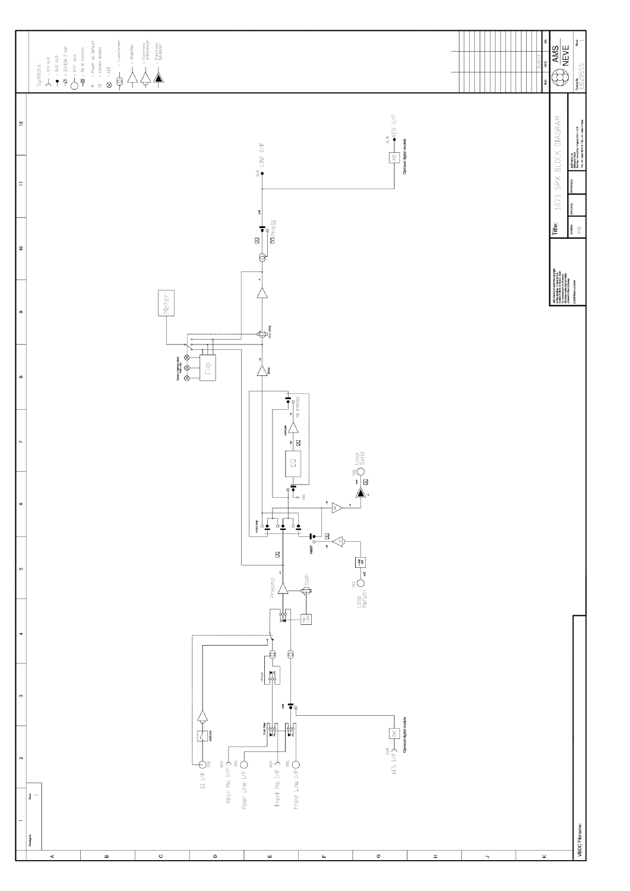# 1073 SPX BLOCK DIAGRAM

**Symbols**

- = I/P XLR
- = O/P XLR
- = 25/15W 8 ohm
- = 1/4" Jack
- = 5k lin Variable
- = Power up default
- = Center detent
- = LED
- = Transformer
- = Amplifier
- = Electronic unbalancer
- = Electronic balancer

DI I/P (TRS) — Rear Mic I/P (XLR) — Rear Line I/P (TRS) — Front Mic I/P (XLR) — Front Line I/P (TRS) — AES I/P (XLR) — DAC — Optional digital module

Preamp — Gain — Loop Return (TRS) — Loop Send (TRS) — EQ — EQ BYPASS — INSERT — Clip — Meter — PHASE — LINE O/P (XLR) — AES O/P (XLR) — ADC — Optional digital module

Title: 1073 SPX BLOCK DIAGRAM

Drawn: MB

AMS NEVE

Drawing No.: EE20555

Sheet: 1

VBDC Filename: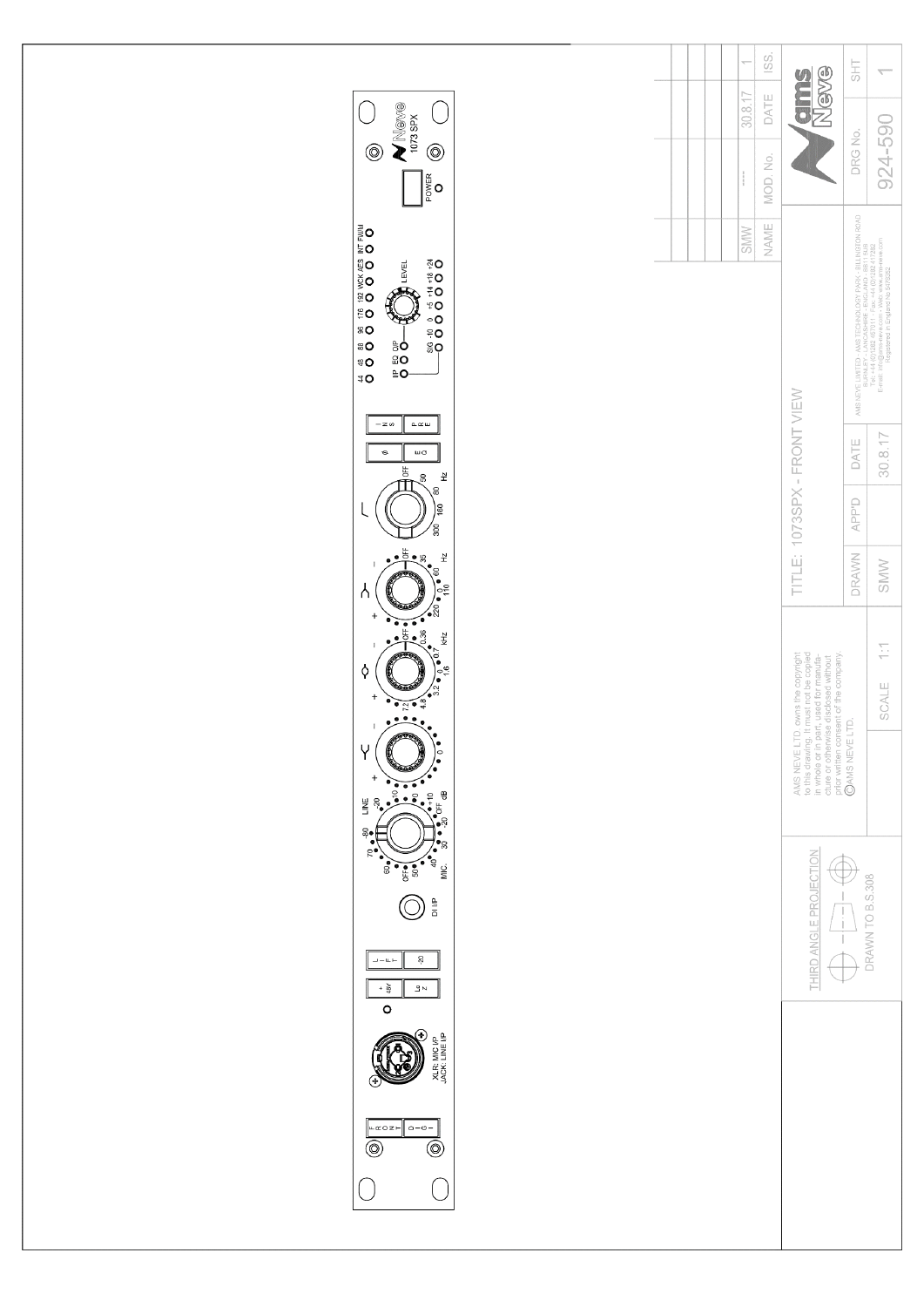TITLE: 1073SPX - FRONT VIEW

THIRD ANGLE PROJECTION

DRAWN TO B.S.308

AMS NEVE LTD. owns the copyright to this drawing. It must not be copied in whole or in part, used for manufacture or otherwise disclosed without prior written consent of the company.
© AMS NEVE LTD.

| DRAWN | APP'D | DATE |
|---|---|---|
| SMW | | 30.8.17 |

SCALE 1:1

AMS NEVE LIMITED - AMS TECHNOLOGY PARK - BILLINGTON ROAD
BURNLEY - LANCASHIRE - ENGLAND - BB11 5UB
Tel: +44 (0)1282 457011 · Fax: +44 (0)1282 417282
E-mail: info@ams-neve.com · Web: www.ams-neve.com
Registered in England No. 3076352

| NAME | MOD. No. | DATE | ISS. |
|---|---|---|---|
| SMW | ---- | 30.8.17 | 1 |

| DRG No. | SHT |
|---|---|
| 924-590 | 1 |

ams Neve